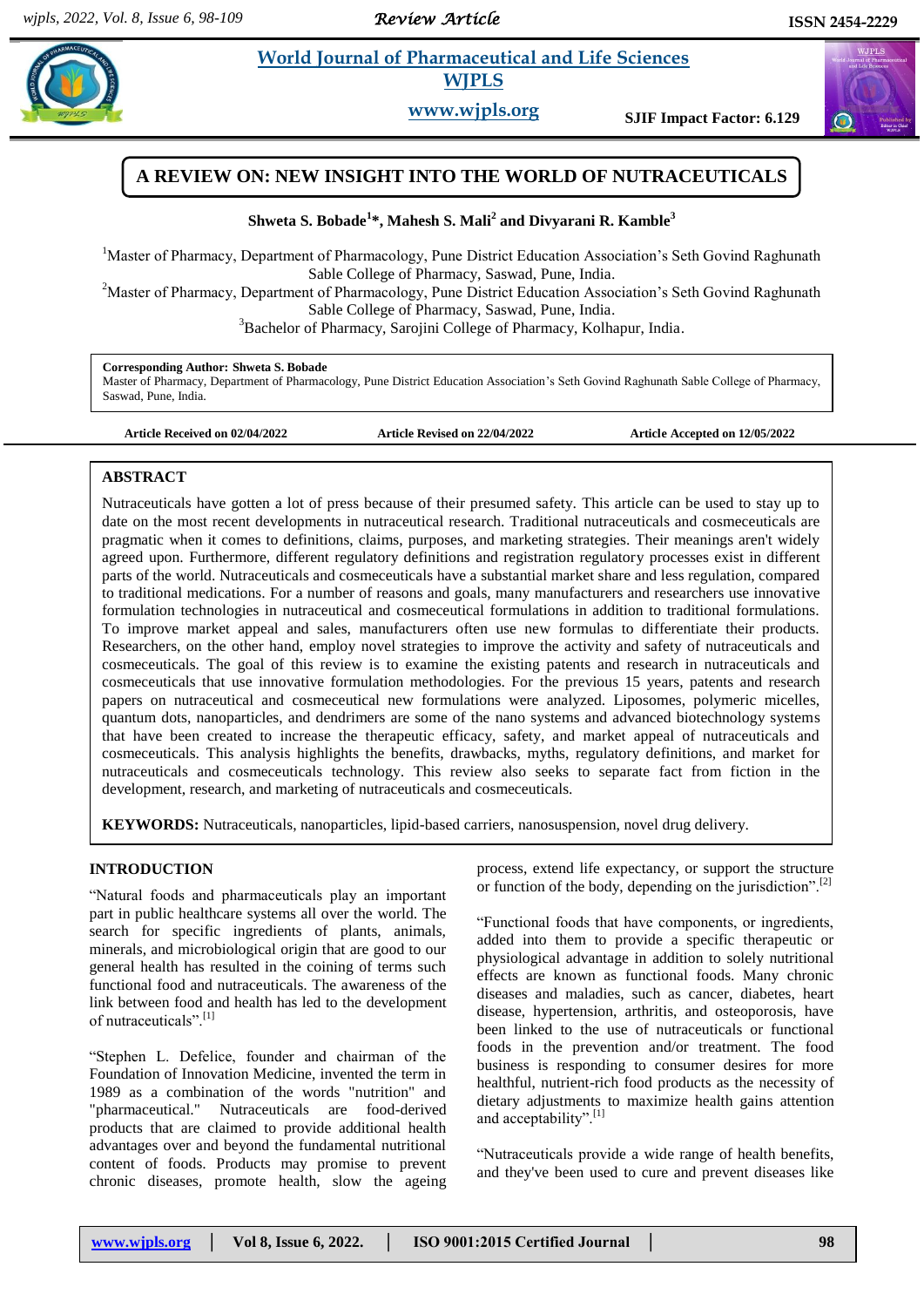# A REVIEW ON: NEW INSIGHT INTO THE WORLD OF NUTRACEUTICALS

**Shweta S. Bobade[1]*, Mahesh S. Mali[2] and Divyarani R. Kamble[3]**

[1]Master of Pharmacy, Department of Pharmacology, Pune District Education Association's Seth Govind Raghunath Sable College of Pharmacy, Saswad, Pune, India.

[2]Master of Pharmacy, Department of Pharmacology, Pune District Education Association's Seth Govind Raghunath Sable College of Pharmacy, Saswad, Pune, India.

[3]Bachelor of Pharmacy, Sarojini College of Pharmacy, Kolhapur, India.

**Corresponding Author: Shweta S. Bobade**
Master of Pharmacy, Department of Pharmacology, Pune District Education Association's Seth Govind Raghunath Sable College of Pharmacy, Saswad, Pune, India.

**Article Received on 02/04/2022** **Article Revised on 22/04/2022** **Article Accepted on 12/05/2022**

## ABSTRACT

Nutraceuticals have gotten a lot of press because of their presumed safety. This article can be used to stay up to date on the most recent developments in nutraceutical research. Traditional nutraceuticals and cosmeceuticals are pragmatic when it comes to definitions, claims, purposes, and marketing strategies. Their meanings aren't widely agreed upon. Furthermore, different regulatory definitions and registration regulatory processes exist in different parts of the world. Nutraceuticals and cosmeceuticals have a substantial market share and less regulation, compared to traditional medications. For a number of reasons and goals, many manufacturers and researchers use innovative formulation technologies in nutraceutical and cosmeceutical formulations in addition to traditional formulations. To improve market appeal and sales, manufacturers often use new formulas to differentiate their products. Researchers, on the other hand, employ novel strategies to improve the activity and safety of nutraceuticals and cosmeceuticals. The goal of this review is to examine the existing patents and research in nutraceuticals and cosmeceuticals that use innovative formulation methodologies. For the previous 15 years, patents and research papers on nutraceutical and cosmeceutical new formulations were analyzed. Liposomes, polymeric micelles, quantum dots, nanoparticles, and dendrimers are some of the nano systems and advanced biotechnology systems that have been created to increase the therapeutic efficacy, safety, and market appeal of nutraceuticals and cosmeceuticals. This analysis highlights the benefits, drawbacks, myths, regulatory definitions, and market for nutraceuticals and cosmeceuticals technology. This review also seeks to separate fact from fiction in the development, research, and marketing of nutraceuticals and cosmeceuticals.

**KEYWORDS:** Nutraceuticals, nanoparticles, lipid-based carriers, nanosuspension, novel drug delivery.

## INTRODUCTION

"Natural foods and pharmaceuticals play an important part in public healthcare systems all over the world. The search for specific ingredients of plants, animals, minerals, and microbiological origin that are good to our general health has resulted in the coining of terms such functional food and nutraceuticals. The awareness of the link between food and health has led to the development of nutraceuticals".[1]

"Stephen L. Defelice, founder and chairman of the Foundation of Innovation Medicine, invented the term in 1989 as a combination of the words "nutrition" and "pharmaceutical." Nutraceuticals are food-derived products that are claimed to provide additional health advantages over and beyond the fundamental nutritional content of foods. Products may promise to prevent chronic diseases, promote health, slow the ageing process, extend life expectancy, or support the structure or function of the body, depending on the jurisdiction".[2]

"Functional foods that have components, or ingredients, added into them to provide a specific therapeutic or physiological advantage in addition to solely nutritional effects are known as functional foods. Many chronic diseases and maladies, such as cancer, diabetes, heart disease, hypertension, arthritis, and osteoporosis, have been linked to the use of nutraceuticals or functional foods in the prevention and/or treatment. The food business is responding to consumer desires for more healthful, nutrient-rich food products as the necessity of dietary adjustments to maximize health gains attention and acceptability".[1]

"Nutraceuticals provide a wide range of health benefits, and they've been used to cure and prevent diseases like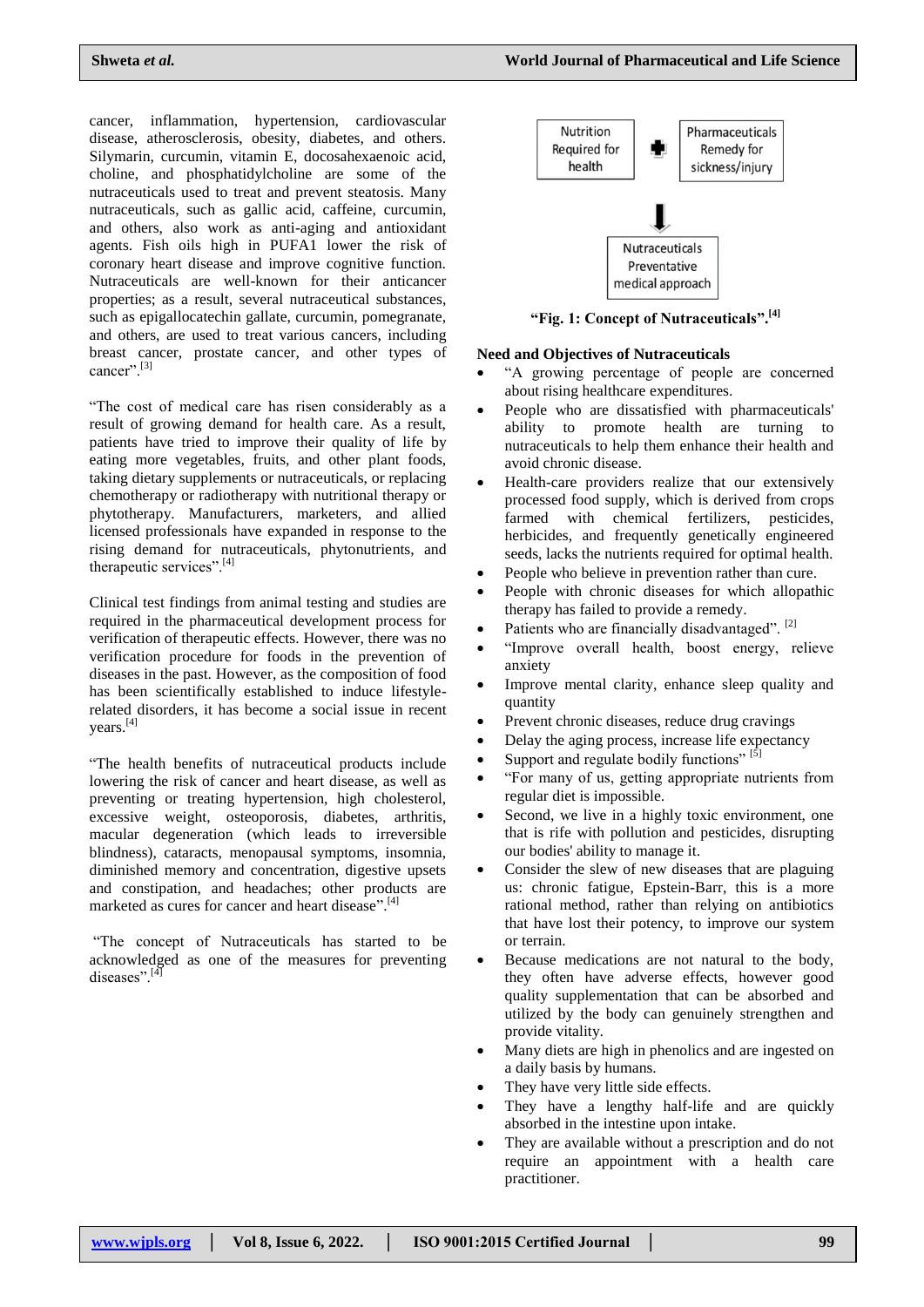cancer, inflammation, hypertension, cardiovascular disease, atherosclerosis, obesity, diabetes, and others. Silymarin, curcumin, vitamin E, docosahexaenoic acid, choline, and phosphatidylcholine are some of the nutraceuticals used to treat and prevent steatosis. Many nutraceuticals, such as gallic acid, caffeine, curcumin, and others, also work as anti-aging and antioxidant agents. Fish oils high in PUFA1 lower the risk of coronary heart disease and improve cognitive function. Nutraceuticals are well-known for their anticancer properties; as a result, several nutraceutical substances, such as epigallocatechin gallate, curcumin, pomegranate, and others, are used to treat various cancers, including breast cancer, prostate cancer, and other types of cancer".[3]

"The cost of medical care has risen considerably as a result of growing demand for health care. As a result, patients have tried to improve their quality of life by eating more vegetables, fruits, and other plant foods, taking dietary supplements or nutraceuticals, or replacing chemotherapy or radiotherapy with nutritional therapy or phytotherapy. Manufacturers, marketers, and allied licensed professionals have expanded in response to the rising demand for nutraceuticals, phytonutrients, and therapeutic services".[4]

Clinical test findings from animal testing and studies are required in the pharmaceutical development process for verification of therapeutic effects. However, there was no verification procedure for foods in the prevention of diseases in the past. However, as the composition of food has been scientifically established to induce lifestyle-related disorders, it has become a social issue in recent years.[4]

"The health benefits of nutraceutical products include lowering the risk of cancer and heart disease, as well as preventing or treating hypertension, high cholesterol, excessive weight, osteoporosis, diabetes, arthritis, macular degeneration (which leads to irreversible blindness), cataracts, menopausal symptoms, insomnia, diminished memory and concentration, digestive upsets and constipation, and headaches; other products are marketed as cures for cancer and heart disease".[4]

"The concept of Nutraceuticals has started to be acknowledged as one of the measures for preventing diseases".[4]

Nutrition Required for health ✚ Pharmaceuticals Remedy for sickness/injury → Nutraceuticals Preventative medical approach

"Fig. 1: Concept of Nutraceuticals".[4]

**Need and Objectives of Nutraceuticals**

- "A growing percentage of people are concerned about rising healthcare expenditures.
- People who are dissatisfied with pharmaceuticals' ability to promote health are turning to nutraceuticals to help them enhance their health and avoid chronic disease.
- Health-care providers realize that our extensively processed food supply, which is derived from crops farmed with chemical fertilizers, pesticides, herbicides, and frequently genetically engineered seeds, lacks the nutrients required for optimal health.
- People who believe in prevention rather than cure.
- People with chronic diseases for which allopathic therapy has failed to provide a remedy.
- Patients who are financially disadvantaged". [2]
- "Improve overall health, boost energy, relieve anxiety
- Improve mental clarity, enhance sleep quality and quantity
- Prevent chronic diseases, reduce drug cravings
- Delay the aging process, increase life expectancy
- Support and regulate bodily functions" [5]
- "For many of us, getting appropriate nutrients from regular diet is impossible.
- Second, we live in a highly toxic environment, one that is rife with pollution and pesticides, disrupting our bodies' ability to manage it.
- Consider the slew of new diseases that are plaguing us: chronic fatigue, Epstein-Barr, this is a more rational method, rather than relying on antibiotics that have lost their potency, to improve our system or terrain.
- Because medications are not natural to the body, they often have adverse effects, however good quality supplementation that can be absorbed and utilized by the body can genuinely strengthen and provide vitality.
- Many diets are high in phenolics and are ingested on a daily basis by humans.
- They have very little side effects.
- They have a lengthy half-life and are quickly absorbed in the intestine upon intake.
- They are available without a prescription and do not require an appointment with a health care practitioner.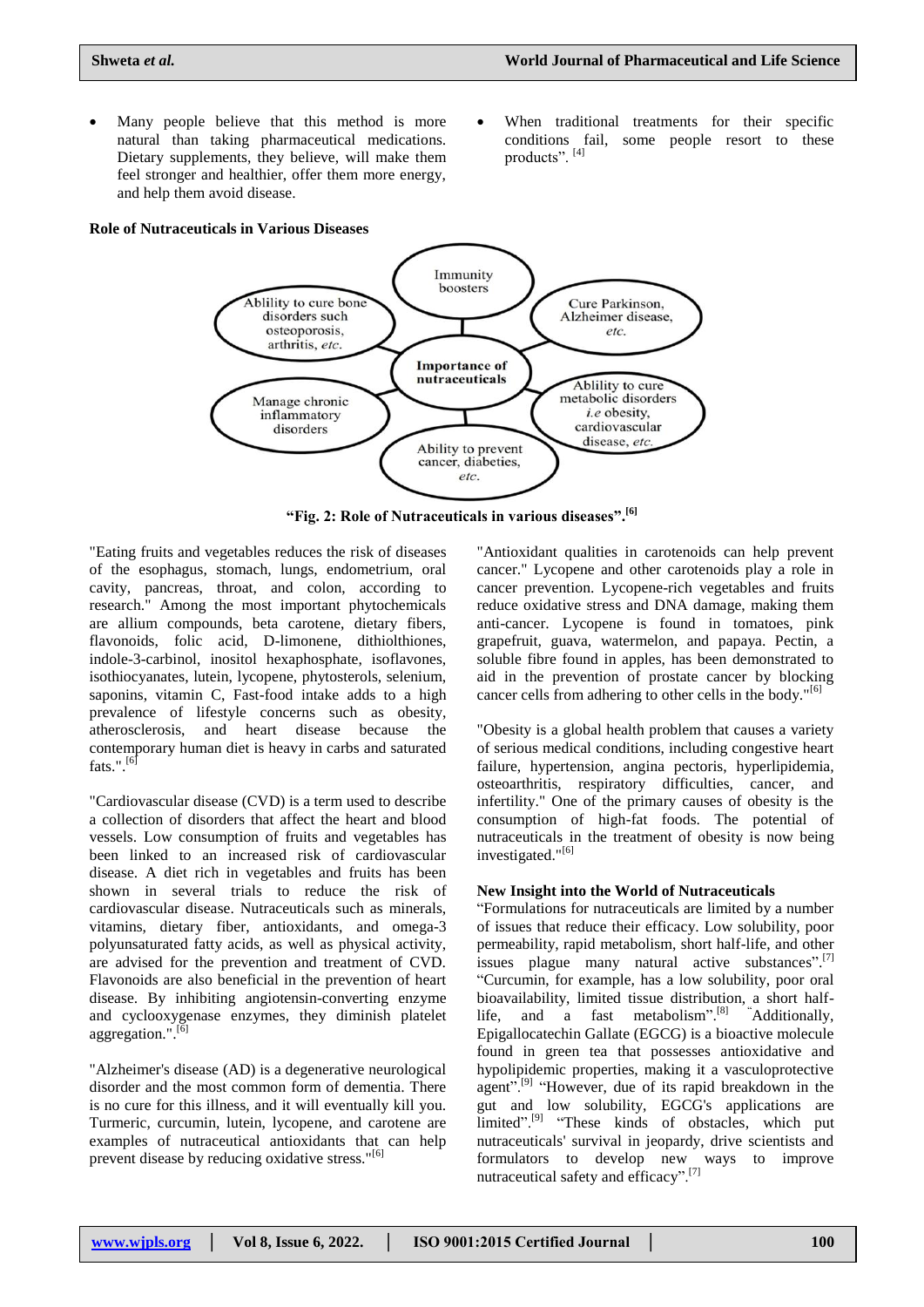- Many people believe that this method is more natural than taking pharmaceutical medications. Dietary supplements, they believe, will make them feel stronger and healthier, offer them more energy, and help them avoid disease.
- When traditional treatments for their specific conditions fail, some people resort to these products". [4]

### Role of Nutraceuticals in Various Diseases

Importance of nutraceuticals

- Immunity boosters
- Cure Parkinson, Alzheimer disease, *etc.*
- Ablility to cure metabolic disorders *i.e* obesity, cardiovascular disease, *etc.*
- Ability to prevent cancer, diabeties, *etc.*
- Manage chronic inflammatory disorders
- Ablility to cure bone disorders such osteoporosis, arthritis, *etc.*

**"Fig. 2: Role of Nutraceuticals in various diseases".[6]**

"Eating fruits and vegetables reduces the risk of diseases of the esophagus, stomach, lungs, endometrium, oral cavity, pancreas, throat, and colon, according to research." Among the most important phytochemicals are allium compounds, beta carotene, dietary fibers, flavonoids, folic acid, D-limonene, dithiolthiones, indole-3-carbinol, inositol hexaphosphate, isoflavones, isothiocyanates, lutein, lycopene, phytosterols, selenium, saponins, vitamin C, Fast-food intake adds to a high prevalence of lifestyle concerns such as obesity, atherosclerosis, and heart disease because the contemporary human diet is heavy in carbs and saturated fats.".[6]

"Cardiovascular disease (CVD) is a term used to describe a collection of disorders that affect the heart and blood vessels. Low consumption of fruits and vegetables has been linked to an increased risk of cardiovascular disease. A diet rich in vegetables and fruits has been shown in several trials to reduce the risk of cardiovascular disease. Nutraceuticals such as minerals, vitamins, dietary fiber, antioxidants, and omega-3 polyunsaturated fatty acids, as well as physical activity, are advised for the prevention and treatment of CVD. Flavonoids are also beneficial in the prevention of heart disease. By inhibiting angiotensin-converting enzyme and cyclooxygenase enzymes, they diminish platelet aggregation.".[6]

"Alzheimer's disease (AD) is a degenerative neurological disorder and the most common form of dementia. There is no cure for this illness, and it will eventually kill you. Turmeric, curcumin, lutein, lycopene, and carotene are examples of nutraceutical antioxidants that can help prevent disease by reducing oxidative stress."[6]

"Antioxidant qualities in carotenoids can help prevent cancer." Lycopene and other carotenoids play a role in cancer prevention. Lycopene-rich vegetables and fruits reduce oxidative stress and DNA damage, making them anti-cancer. Lycopene is found in tomatoes, pink grapefruit, guava, watermelon, and papaya. Pectin, a soluble fibre found in apples, has been demonstrated to aid in the prevention of prostate cancer by blocking cancer cells from adhering to other cells in the body."[6]

"Obesity is a global health problem that causes a variety of serious medical conditions, including congestive heart failure, hypertension, angina pectoris, hyperlipidemia, osteoarthritis, respiratory difficulties, cancer, and infertility." One of the primary causes of obesity is the consumption of high-fat foods. The potential of nutraceuticals in the treatment of obesity is now being investigated."[6]

### New Insight into the World of Nutraceuticals

"Formulations for nutraceuticals are limited by a number of issues that reduce their efficacy. Low solubility, poor permeability, rapid metabolism, short half-life, and other issues plague many natural active substances".[7] "Curcumin, for example, has a low solubility, poor oral bioavailability, limited tissue distribution, a short half-life, and a fast metabolism".[8] "Additionally, Epigallocatechin Gallate (EGCG) is a bioactive molecule found in green tea that possesses antioxidative and hypolipidemic properties, making it a vasculoprotective agent".[9] "However, due of its rapid breakdown in the gut and low solubility, EGCG's applications are limited".[9] "These kinds of obstacles, which put nutraceuticals' survival in jeopardy, drive scientists and formulators to develop new ways to improve nutraceutical safety and efficacy".[7]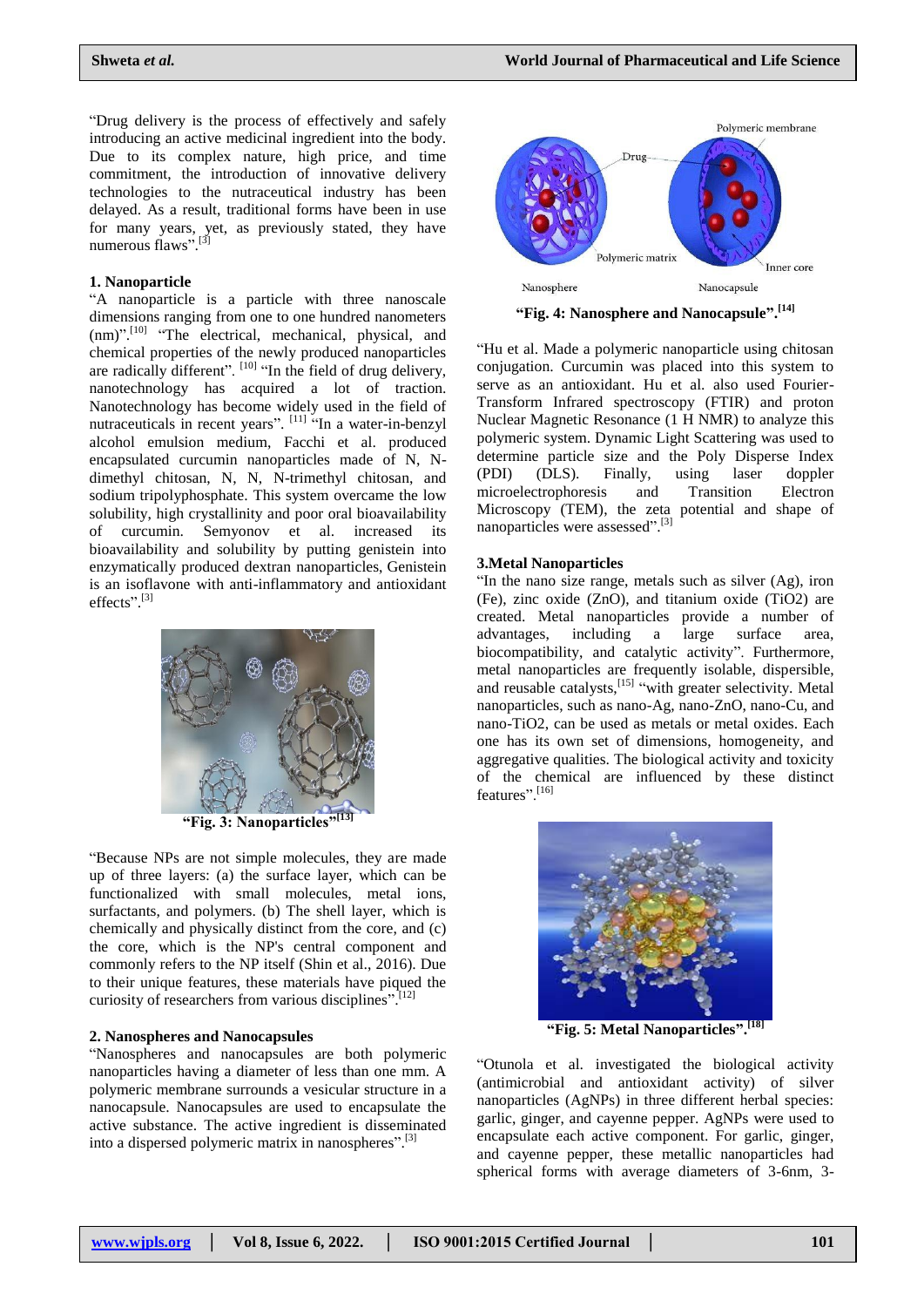"Drug delivery is the process of effectively and safely introducing an active medicinal ingredient into the body. Due to its complex nature, high price, and time commitment, the introduction of innovative delivery technologies to the nutraceutical industry has been delayed. As a result, traditional forms have been in use for many years, yet, as previously stated, they have numerous flaws".[3]

### 1. Nanoparticle

"A nanoparticle is a particle with three nanoscale dimensions ranging from one to one hundred nanometers (nm)".[10] "The electrical, mechanical, physical, and chemical properties of the newly produced nanoparticles are radically different". [10] "In the field of drug delivery, nanotechnology has acquired a lot of traction. Nanotechnology has become widely used in the field of nutraceuticals in recent years". [11] "In a water-in-benzyl alcohol emulsion medium, Facchi et al. produced encapsulated curcumin nanoparticles made of N, N-dimethyl chitosan, N, N, N-trimethyl chitosan, and sodium tripolyphosphate. This system overcame the low solubility, high crystallinity and poor oral bioavailability of curcumin. Semyonov et al. increased its bioavailability and solubility by putting genistein into enzymatically produced dextran nanoparticles, Genistein is an isoflavone with anti-inflammatory and antioxidant effects".[3]

**"Fig. 3: Nanoparticles"[13]**

"Because NPs are not simple molecules, they are made up of three layers: (a) the surface layer, which can be functionalized with small molecules, metal ions, surfactants, and polymers. (b) The shell layer, which is chemically and physically distinct from the core, and (c) the core, which is the NP's central component and commonly refers to the NP itself (Shin et al., 2016). Due to their unique features, these materials have piqued the curiosity of researchers from various disciplines".[12]

### 2. Nanospheres and Nanocapsules

"Nanospheres and nanocapsules are both polymeric nanoparticles having a diameter of less than one mm. A polymeric membrane surrounds a vesicular structure in a nanocapsule. Nanocapsules are used to encapsulate the active substance. The active ingredient is disseminated into a dispersed polymeric matrix in nanospheres".[3]

**"Fig. 4: Nanosphere and Nanocapsule".[14]**

"Hu et al. Made a polymeric nanoparticle using chitosan conjugation. Curcumin was placed into this system to serve as an antioxidant. Hu et al. also used Fourier-Transform Infrared spectroscopy (FTIR) and proton Nuclear Magnetic Resonance (1 H NMR) to analyze this polymeric system. Dynamic Light Scattering was used to determine particle size and the Poly Disperse Index (PDI) (DLS). Finally, using laser doppler microelectrophoresis and Transition Electron Microscopy (TEM), the zeta potential and shape of nanoparticles were assessed".[3]

### 3. Metal Nanoparticles

"In the nano size range, metals such as silver (Ag), iron (Fe), zinc oxide (ZnO), and titanium oxide (TiO2) are created. Metal nanoparticles provide a number of advantages, including a large surface area, biocompatibility, and catalytic activity". Furthermore, metal nanoparticles are frequently isolable, dispersible, and reusable catalysts,[15] "with greater selectivity. Metal nanoparticles, such as nano-Ag, nano-ZnO, nano-Cu, and nano-TiO2, can be used as metals or metal oxides. Each one has its own set of dimensions, homogeneity, and aggregative qualities. The biological activity and toxicity of the chemical are influenced by these distinct features".[16]

**"Fig. 5: Metal Nanoparticles".[18]**

"Otunola et al. investigated the biological activity (antimicrobial and antioxidant activity) of silver nanoparticles (AgNPs) in three different herbal species: garlic, ginger, and cayenne pepper. AgNPs were used to encapsulate each active component. For garlic, ginger, and cayenne pepper, these metallic nanoparticles had spherical forms with average diameters of 3-6nm, 3-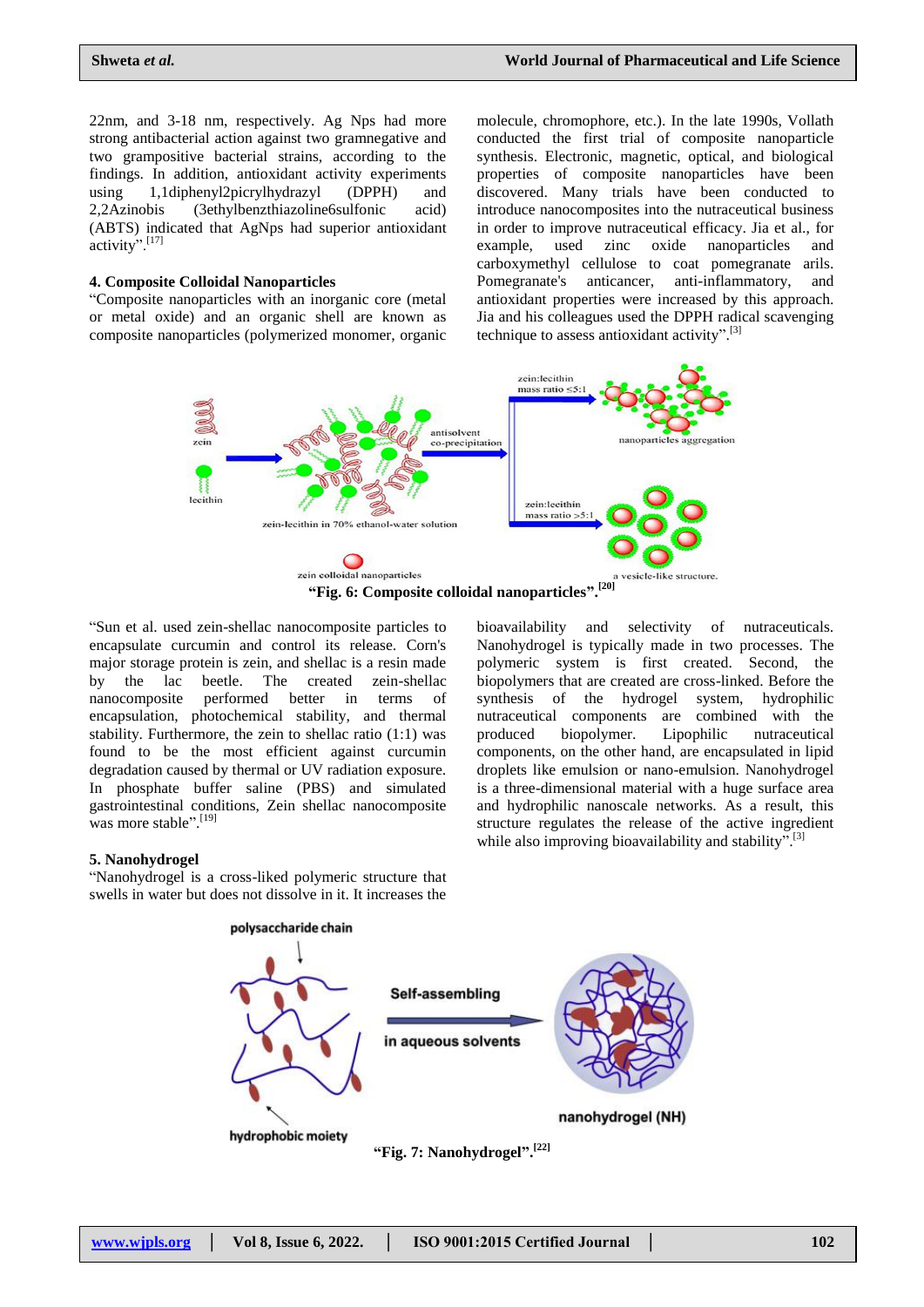22nm, and 3-18 nm, respectively. Ag Nps had more strong antibacterial action against two gramnegative and two grampositive bacterial strains, according to the findings. In addition, antioxidant activity experiments using 1,1diphenyl2picrylhydrazyl (DPPH) and 2,2Azinobis (3ethylbenzthiazoline6sulfonic acid) (ABTS) indicated that AgNps had superior antioxidant activity".[17]

### 4. Composite Colloidal Nanoparticles

"Composite nanoparticles with an inorganic core (metal or metal oxide) and an organic shell are known as composite nanoparticles (polymerized monomer, organic molecule, chromophore, etc.). In the late 1990s, Vollath conducted the first trial of composite nanoparticle synthesis. Electronic, magnetic, optical, and biological properties of composite nanoparticles have been discovered. Many trials have been conducted to introduce nanocomposites into the nutraceutical business in order to improve nutraceutical efficacy. Jia et al., for example, used zinc oxide nanoparticles and carboxymethyl cellulose to coat pomegranate arils. Pomegranate's anticancer, anti-inflammatory, and antioxidant properties were increased by this approach. Jia and his colleagues used the DPPH radical scavenging technique to assess antioxidant activity".[3]

**"Fig. 6: Composite colloidal nanoparticles".[20]**

"Sun et al. used zein-shellac nanocomposite particles to encapsulate curcumin and control its release. Corn's major storage protein is zein, and shellac is a resin made by the lac beetle. The created zein-shellac nanocomposite performed better in terms of encapsulation, photochemical stability, and thermal stability. Furthermore, the zein to shellac ratio (1:1) was found to be the most efficient against curcumin degradation caused by thermal or UV radiation exposure. In phosphate buffer saline (PBS) and simulated gastrointestinal conditions, Zein shellac nanocomposite was more stable".[19]

### 5. Nanohydrogel

"Nanohydrogel is a cross-liked polymeric structure that swells in water but does not dissolve in it. It increases the bioavailability and selectivity of nutraceuticals. Nanohydrogel is typically made in two processes. The polymeric system is first created. Second, the biopolymers that are created are cross-linked. Before the synthesis of the hydrogel system, hydrophilic nutraceutical components are combined with the produced biopolymer. Lipophilic nutraceutical components, on the other hand, are encapsulated in lipid droplets like emulsion or nano-emulsion. Nanohydrogel is a three-dimensional material with a huge surface area and hydrophilic nanoscale networks. As a result, this structure regulates the release of the active ingredient while also improving bioavailability and stability".[3]

**"Fig. 7: Nanohydrogel".[22]**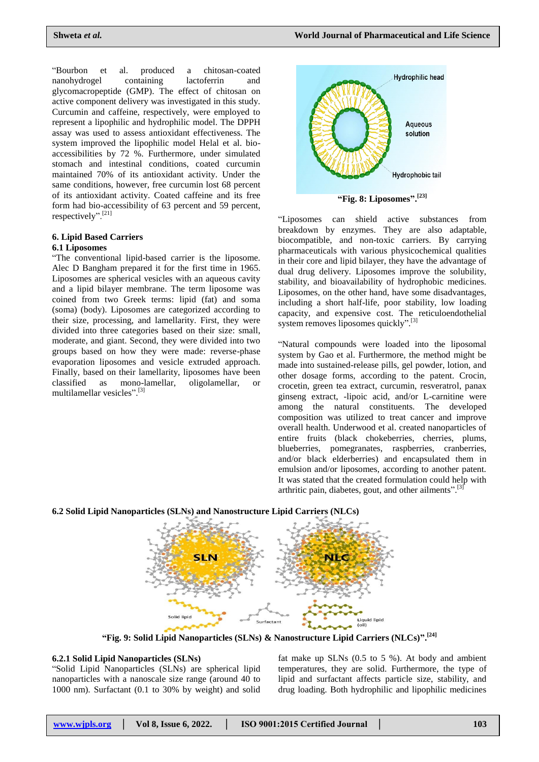"Bourbon et al. produced a chitosan-coated nanohydrogel containing lactoferrin and glycomacropeptide (GMP). The effect of chitosan on active component delivery was investigated in this study. Curcumin and caffeine, respectively, were employed to represent a lipophilic and hydrophilic model. The DPPH assay was used to assess antioxidant effectiveness. The system improved the lipophilic model Helal et al. bio-accessibilities by 72 %. Furthermore, under simulated stomach and intestinal conditions, coated curcumin maintained 70% of its antioxidant activity. Under the same conditions, however, free curcumin lost 68 percent of its antioxidant activity. Coated caffeine and its free form had bio-accessibility of 63 percent and 59 percent, respectively".[21]

## 6. Lipid Based Carriers

### 6.1 Liposomes

"The conventional lipid-based carrier is the liposome. Alec D Bangham prepared it for the first time in 1965. Liposomes are spherical vesicles with an aqueous cavity and a lipid bilayer membrane. The term liposome was coined from two Greek terms: lipid (fat) and soma (soma) (body). Liposomes are categorized according to their size, processing, and lamellarity. First, they were divided into three categories based on their size: small, moderate, and giant. Second, they were divided into two groups based on how they were made: reverse-phase evaporation liposomes and vesicle extruded approach. Finally, based on their lamellarity, liposomes have been classified as mono-lamellar, oligolamellar, or multilamellar vesicles".[3]

**"Fig. 8: Liposomes".[23]**

"Liposomes can shield active substances from breakdown by enzymes. They are also adaptable, biocompatible, and non-toxic carriers. By carrying pharmaceuticals with various physicochemical qualities in their core and lipid bilayer, they have the advantage of dual drug delivery. Liposomes improve the solubility, stability, and bioavailability of hydrophobic medicines. Liposomes, on the other hand, have some disadvantages, including a short half-life, poor stability, low loading capacity, and expensive cost. The reticuloendothelial system removes liposomes quickly".[3]

"Natural compounds were loaded into the liposomal system by Gao et al. Furthermore, the method might be made into sustained-release pills, gel powder, lotion, and other dosage forms, according to the patent. Crocin, crocetin, green tea extract, curcumin, resveratrol, panax ginseng extract, -lipoic acid, and/or L-carnitine were among the natural constituents. The developed composition was utilized to treat cancer and improve overall health. Underwood et al. created nanoparticles of entire fruits (black chokeberries, cherries, plums, blueberries, pomegranates, raspberries, cranberries, and/or black elderberries) and encapsulated them in emulsion and/or liposomes, according to another patent. It was stated that the created formulation could help with arthritic pain, diabetes, gout, and other ailments".[3]

### 6.2 Solid Lipid Nanoparticles (SLNs) and Nanostructure Lipid Carriers (NLCs)

**"Fig. 9: Solid Lipid Nanoparticles (SLNs) & Nanostructure Lipid Carriers (NLCs)".[24]**

#### 6.2.1 Solid Lipid Nanoparticles (SLNs)

"Solid Lipid Nanoparticles (SLNs) are spherical lipid nanoparticles with a nanoscale size range (around 40 to 1000 nm). Surfactant (0.1 to 30% by weight) and solid fat make up SLNs (0.5 to 5 %). At body and ambient temperatures, they are solid. Furthermore, the type of lipid and surfactant affects particle size, stability, and drug loading. Both hydrophilic and lipophilic medicines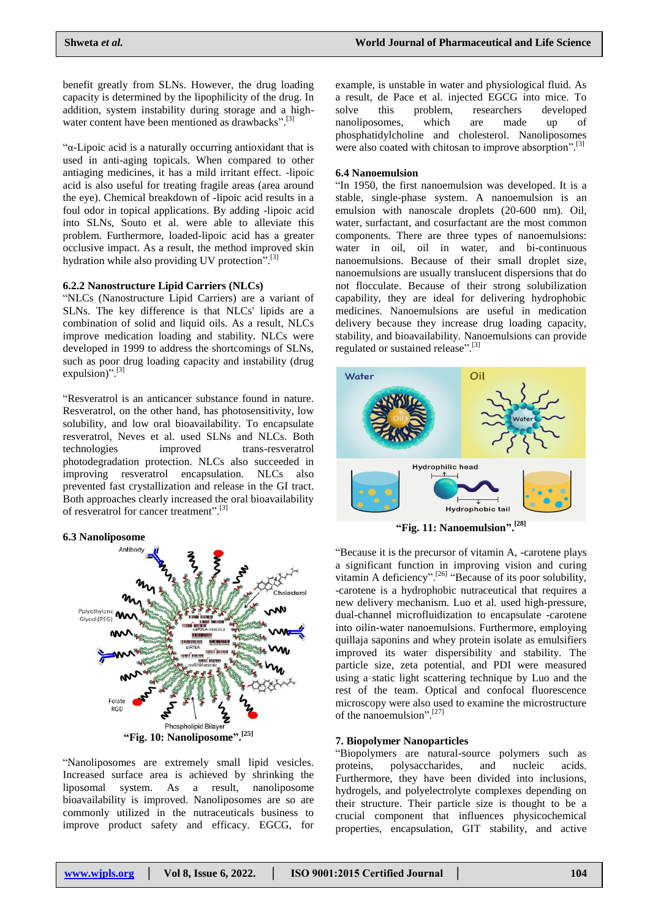benefit greatly from SLNs. However, the drug loading capacity is determined by the lipophilicity of the drug. In addition, system instability during storage and a high-water content have been mentioned as drawbacks".[3]

"α-Lipoic acid is a naturally occurring antioxidant that is used in anti-aging topicals. When compared to other antiaging medicines, it has a mild irritant effect. -lipoic acid is also useful for treating fragile areas (area around the eye). Chemical breakdown of -lipoic acid results in a foul odor in topical applications. By adding -lipoic acid into SLNs, Souto et al. were able to alleviate this problem. Furthermore, loaded-lipoic acid has a greater occlusive impact. As a result, the method improved skin hydration while also providing UV protection".[3]

### 6.2.2 Nanostructure Lipid Carriers (NLCs)

"NLCs (Nanostructure Lipid Carriers) are a variant of SLNs. The key difference is that NLCs' lipids are a combination of solid and liquid oils. As a result, NLCs improve medication loading and stability. NLCs were developed in 1999 to address the shortcomings of SLNs, such as poor drug loading capacity and instability (drug expulsion)".[3]

"Resveratrol is an anticancer substance found in nature. Resveratrol, on the other hand, has photosensitivity, low solubility, and low oral bioavailability. To encapsulate resveratrol, Neves et al. used SLNs and NLCs. Both technologies improved trans-resveratrol photodegradation protection. NLCs also succeeded in improving resveratrol encapsulation. NLCs also prevented fast crystallization and release in the GI tract. Both approaches clearly increased the oral bioavailability of resveratrol for cancer treatment".[3]

### 6.3 Nanoliposome

**"Fig. 10: Nanoliposome".[25]**

"Nanoliposomes are extremely small lipid vesicles. Increased surface area is achieved by shrinking the liposomal system. As a result, nanoliposome bioavailability is improved. Nanoliposomes are so are commonly utilized in the nutraceuticals business to improve product safety and efficacy. EGCG, for example, is unstable in water and physiological fluid. As a result, de Pace et al. injected EGCG into mice. To solve this problem, researchers developed nanoliposomes, which are made up of phosphatidylcholine and cholesterol. Nanoliposomes were also coated with chitosan to improve absorption".[3]

### 6.4 Nanoemulsion

"In 1950, the first nanoemulsion was developed. It is a stable, single-phase system. A nanoemulsion is an emulsion with nanoscale droplets (20-600 nm). Oil, water, surfactant, and cosurfactant are the most common components. There are three types of nanoemulsions: water in oil, oil in water, and bi-continuous nanoemulsions. Because of their small droplet size, nanoemulsions are usually translucent dispersions that do not flocculate. Because of their strong solubilization capability, they are ideal for delivering hydrophobic medicines. Nanoemulsions are useful in medication delivery because they increase drug loading capacity, stability, and bioavailability. Nanoemulsions can provide regulated or sustained release".[3]

**"Fig. 11: Nanoemulsion".[28]**

"Because it is the precursor of vitamin A, -carotene plays a significant function in improving vision and curing vitamin A deficiency".[26] "Because of its poor solubility, -carotene is a hydrophobic nutraceutical that requires a new delivery mechanism. Luo et al. used high-pressure, dual-channel microfluidization to encapsulate -carotene into oilin-water nanoemulsions. Furthermore, employing quillaja saponins and whey protein isolate as emulsifiers improved its water dispersibility and stability. The particle size, zeta potential, and PDI were measured using a static light scattering technique by Luo and the rest of the team. Optical and confocal fluorescence microscopy were also used to examine the microstructure of the nanoemulsion".[27]

## 7. Biopolymer Nanoparticles

"Biopolymers are natural-source polymers such as proteins, polysaccharides, and nucleic acids. Furthermore, they have been divided into inclusions, hydrogels, and polyelectrolyte complexes depending on their structure. Their particle size is thought to be a crucial component that influences physicochemical properties, encapsulation, GIT stability, and active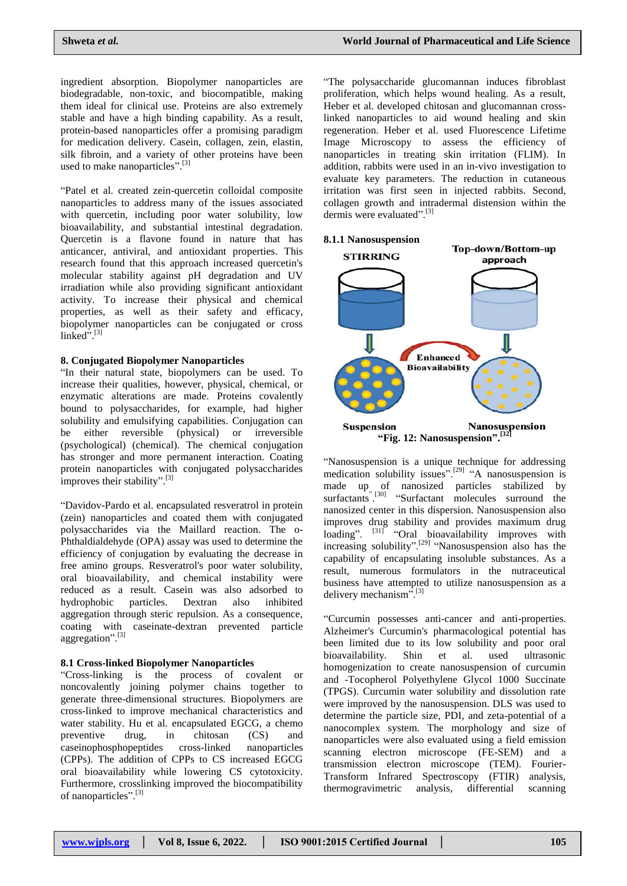ingredient absorption. Biopolymer nanoparticles are biodegradable, non-toxic, and biocompatible, making them ideal for clinical use. Proteins are also extremely stable and have a high binding capability. As a result, protein-based nanoparticles offer a promising paradigm for medication delivery. Casein, collagen, zein, elastin, silk fibroin, and a variety of other proteins have been used to make nanoparticles".[3]

"Patel et al. created zein-quercetin colloidal composite nanoparticles to address many of the issues associated with quercetin, including poor water solubility, low bioavailability, and substantial intestinal degradation. Quercetin is a flavone found in nature that has anticancer, antiviral, and antioxidant properties. This research found that this approach increased quercetin's molecular stability against pH degradation and UV irradiation while also providing significant antioxidant activity. To increase their physical and chemical properties, as well as their safety and efficacy, biopolymer nanoparticles can be conjugated or cross linked".[3]

### 8. Conjugated Biopolymer Nanoparticles

"In their natural state, biopolymers can be used. To increase their qualities, however, physical, chemical, or enzymatic alterations are made. Proteins covalently bound to polysaccharides, for example, had higher solubility and emulsifying capabilities. Conjugation can be either reversible (physical) or irreversible (psychological) (chemical). The chemical conjugation has stronger and more permanent interaction. Coating protein nanoparticles with conjugated polysaccharides improves their stability".[3]

"Davidov-Pardo et al. encapsulated resveratrol in protein (zein) nanoparticles and coated them with conjugated polysaccharides via the Maillard reaction. The o-Phthaldialdehyde (OPA) assay was used to determine the efficiency of conjugation by evaluating the decrease in free amino groups. Resveratrol's poor water solubility, oral bioavailability, and chemical instability were reduced as a result. Casein was also adsorbed to hydrophobic particles. Dextran also inhibited aggregation through steric repulsion. As a consequence, coating with caseinate-dextran prevented particle aggregation".[3]

### 8.1 Cross-linked Biopolymer Nanoparticles

"Cross-linking is the process of covalent or noncovalently joining polymer chains together to generate three-dimensional structures. Biopolymers are cross-linked to improve mechanical characteristics and water stability. Hu et al. encapsulated EGCG, a chemo preventive drug, in chitosan (CS) and caseinophosphopeptides cross-linked nanoparticles (CPPs). The addition of CPPs to CS increased EGCG oral bioavailability while lowering CS cytotoxicity. Furthermore, crosslinking improved the biocompatibility of nanoparticles".[3]

"The polysaccharide glucomannan induces fibroblast proliferation, which helps wound healing. As a result, Heber et al. developed chitosan and glucomannan cross-linked nanoparticles to aid wound healing and skin regeneration. Heber et al. used Fluorescence Lifetime Image Microscopy to assess the efficiency of nanoparticles in treating skin irritation (FLIM). In addition, rabbits were used in an in-vivo investigation to evaluate key parameters. The reduction in cutaneous irritation was first seen in injected rabbits. Second, collagen growth and intradermal distension within the dermis were evaluated".[3]

#### 8.1.1 Nanosuspension

STIRRING

Top-down/Bottom-up approach

Enhanced Bioavailability

Suspension

Nanosuspension

**"Fig. 12: Nanosuspension".[32]**

"Nanosuspension is a unique technique for addressing medication solubility issues".[29] "A nanosuspension is made up of nanosized particles stabilized by surfactants".[30] "Surfactant molecules surround the nanosized center in this dispersion. Nanosuspension also improves drug stability and provides maximum drug loading". [31] "Oral bioavailability improves with increasing solubility".[29] "Nanosuspension also has the capability of encapsulating insoluble substances. As a result, numerous formulators in the nutraceutical business have attempted to utilize nanosuspension as a delivery mechanism".[3]

"Curcumin possesses anti-cancer and anti-properties. Alzheimer's Curcumin's pharmacological potential has been limited due to its low solubility and poor oral bioavailability. Shin et al. used ultrasonic homogenization to create nanosuspension of curcumin and -Tocopherol Polyethylene Glycol 1000 Succinate (TPGS). Curcumin water solubility and dissolution rate were improved by the nanosuspension. DLS was used to determine the particle size, PDI, and zeta-potential of a nanocomplex system. The morphology and size of nanoparticles were also evaluated using a field emission scanning electron microscope (FE-SEM) and a transmission electron microscope (TEM). Fourier-Transform Infrared Spectroscopy (FTIR) analysis, thermogravimetric analysis, differential scanning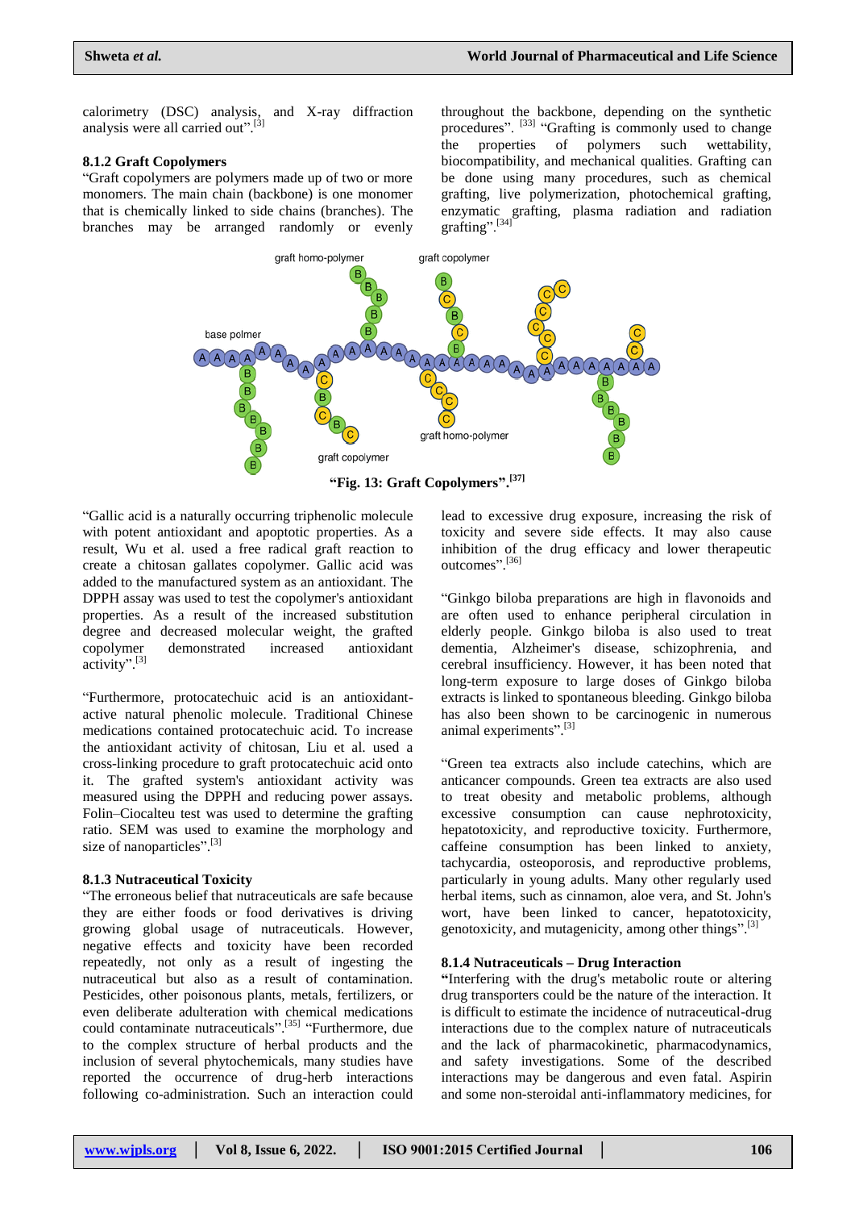calorimetry (DSC) analysis, and X-ray diffraction analysis were all carried out".[3]

### 8.1.2 Graft Copolymers

"Graft copolymers are polymers made up of two or more monomers. The main chain (backbone) is one monomer that is chemically linked to side chains (branches). The branches may be arranged randomly or evenly throughout the backbone, depending on the synthetic procedures". [33] "Grafting is commonly used to change the properties of polymers such wettability, biocompatibility, and mechanical qualities. Grafting can be done using many procedures, such as chemical grafting, live polymerization, photochemical grafting, enzymatic grafting, plasma radiation and radiation grafting".[34]

**"Fig. 13: Graft Copolymers".[37]**

"Gallic acid is a naturally occurring triphenolic molecule with potent antioxidant and apoptotic properties. As a result, Wu et al. used a free radical graft reaction to create a chitosan gallates copolymer. Gallic acid was added to the manufactured system as an antioxidant. The DPPH assay was used to test the copolymer's antioxidant properties. As a result of the increased substitution degree and decreased molecular weight, the grafted copolymer demonstrated increased antioxidant activity".[3]

"Furthermore, protocatechuic acid is an antioxidant-active natural phenolic molecule. Traditional Chinese medications contained protocatechuic acid. To increase the antioxidant activity of chitosan, Liu et al. used a cross-linking procedure to graft protocatechuic acid onto it. The grafted system's antioxidant activity was measured using the DPPH and reducing power assays. Folin–Ciocalteu test was used to determine the grafting ratio. SEM was used to examine the morphology and size of nanoparticles".[3]

### 8.1.3 Nutraceutical Toxicity

"The erroneous belief that nutraceuticals are safe because they are either foods or food derivatives is driving growing global usage of nutraceuticals. However, negative effects and toxicity have been recorded repeatedly, not only as a result of ingesting the nutraceutical but also as a result of contamination. Pesticides, other poisonous plants, metals, fertilizers, or even deliberate adulteration with chemical medications could contaminate nutraceuticals".[35] "Furthermore, due to the complex structure of herbal products and the inclusion of several phytochemicals, many studies have reported the occurrence of drug-herb interactions following co-administration. Such an interaction could lead to excessive drug exposure, increasing the risk of toxicity and severe side effects. It may also cause inhibition of the drug efficacy and lower therapeutic outcomes".[36]

"Ginkgo biloba preparations are high in flavonoids and are often used to enhance peripheral circulation in elderly people. Ginkgo biloba is also used to treat dementia, Alzheimer's disease, schizophrenia, and cerebral insufficiency. However, it has been noted that long-term exposure to large doses of Ginkgo biloba extracts is linked to spontaneous bleeding. Ginkgo biloba has also been shown to be carcinogenic in numerous animal experiments".[3]

"Green tea extracts also include catechins, which are anticancer compounds. Green tea extracts are also used to treat obesity and metabolic problems, although excessive consumption can cause nephrotoxicity, hepatotoxicity, and reproductive toxicity. Furthermore, caffeine consumption has been linked to anxiety, tachycardia, osteoporosis, and reproductive problems, particularly in young adults. Many other regularly used herbal items, such as cinnamon, aloe vera, and St. John's wort, have been linked to cancer, hepatotoxicity, genotoxicity, and mutagenicity, among other things".[3]

### 8.1.4 Nutraceuticals – Drug Interaction

"Interfering with the drug's metabolic route or altering drug transporters could be the nature of the interaction. It is difficult to estimate the incidence of nutraceutical-drug interactions due to the complex nature of nutraceuticals and the lack of pharmacokinetic, pharmacodynamics, and safety investigations. Some of the described interactions may be dangerous and even fatal. Aspirin and some non-steroidal anti-inflammatory medicines, for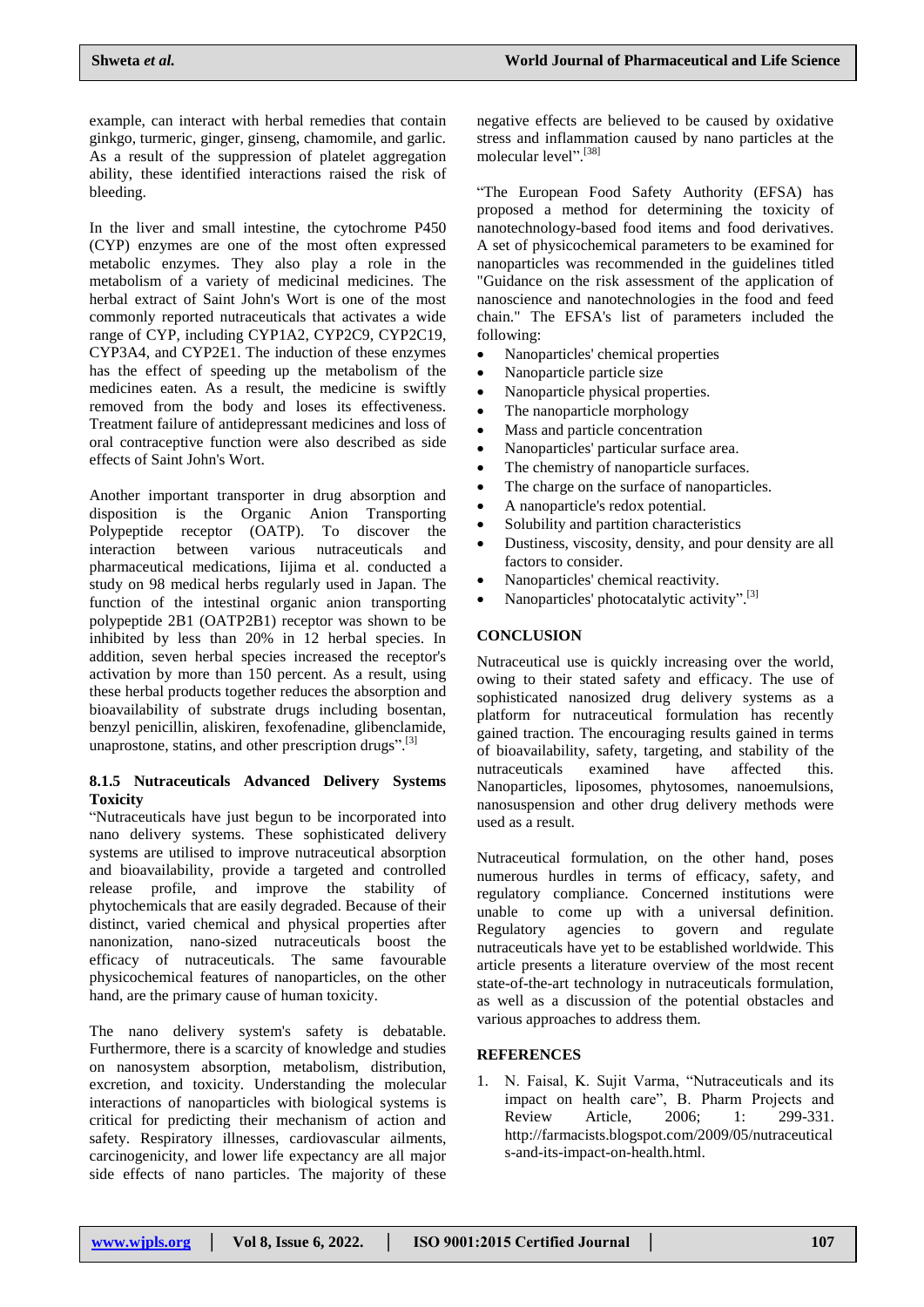example, can interact with herbal remedies that contain ginkgo, turmeric, ginger, ginseng, chamomile, and garlic. As a result of the suppression of platelet aggregation ability, these identified interactions raised the risk of bleeding.

In the liver and small intestine, the cytochrome P450 (CYP) enzymes are one of the most often expressed metabolic enzymes. They also play a role in the metabolism of a variety of medicinal medicines. The herbal extract of Saint John's Wort is one of the most commonly reported nutraceuticals that activates a wide range of CYP, including CYP1A2, CYP2C9, CYP2C19, CYP3A4, and CYP2E1. The induction of these enzymes has the effect of speeding up the metabolism of the medicines eaten. As a result, the medicine is swiftly removed from the body and loses its effectiveness. Treatment failure of antidepressant medicines and loss of oral contraceptive function were also described as side effects of Saint John's Wort.

Another important transporter in drug absorption and disposition is the Organic Anion Transporting Polypeptide receptor (OATP). To discover the interaction between various nutraceuticals and pharmaceutical medications, Iijima et al. conducted a study on 98 medical herbs regularly used in Japan. The function of the intestinal organic anion transporting polypeptide 2B1 (OATP2B1) receptor was shown to be inhibited by less than 20% in 12 herbal species. In addition, seven herbal species increased the receptor's activation by more than 150 percent. As a result, using these herbal products together reduces the absorption and bioavailability of substrate drugs including bosentan, benzyl penicillin, aliskiren, fexofenadine, glibenclamide, unaprostone, statins, and other prescription drugs".[3]

### 8.1.5 Nutraceuticals Advanced Delivery Systems Toxicity

"Nutraceuticals have just begun to be incorporated into nano delivery systems. These sophisticated delivery systems are utilised to improve nutraceutical absorption and bioavailability, provide a targeted and controlled release profile, and improve the stability of phytochemicals that are easily degraded. Because of their distinct, varied chemical and physical properties after nanonization, nano-sized nutraceuticals boost the efficacy of nutraceuticals. The same favourable physicochemical features of nanoparticles, on the other hand, are the primary cause of human toxicity.

The nano delivery system's safety is debatable. Furthermore, there is a scarcity of knowledge and studies on nanosystem absorption, metabolism, distribution, excretion, and toxicity. Understanding the molecular interactions of nanoparticles with biological systems is critical for predicting their mechanism of action and safety. Respiratory illnesses, cardiovascular ailments, carcinogenicity, and lower life expectancy are all major side effects of nano particles. The majority of these negative effects are believed to be caused by oxidative stress and inflammation caused by nano particles at the molecular level".[38]

"The European Food Safety Authority (EFSA) has proposed a method for determining the toxicity of nanotechnology-based food items and food derivatives. A set of physicochemical parameters to be examined for nanoparticles was recommended in the guidelines titled "Guidance on the risk assessment of the application of nanoscience and nanotechnologies in the food and feed chain." The EFSA's list of parameters included the following:

- Nanoparticles' chemical properties
- Nanoparticle particle size
- Nanoparticle physical properties.
- The nanoparticle morphology
- Mass and particle concentration
- Nanoparticles' particular surface area.
- The chemistry of nanoparticle surfaces.
- The charge on the surface of nanoparticles.
- A nanoparticle's redox potential.
- Solubility and partition characteristics
- Dustiness, viscosity, density, and pour density are all factors to consider.
- Nanoparticles' chemical reactivity.
- Nanoparticles' photocatalytic activity".[3]

## CONCLUSION

Nutraceutical use is quickly increasing over the world, owing to their stated safety and efficacy. The use of sophisticated nanosized drug delivery systems as a platform for nutraceutical formulation has recently gained traction. The encouraging results gained in terms of bioavailability, safety, targeting, and stability of the nutraceuticals examined have affected this. Nanoparticles, liposomes, phytosomes, nanoemulsions, nanosuspension and other drug delivery methods were used as a result.

Nutraceutical formulation, on the other hand, poses numerous hurdles in terms of efficacy, safety, and regulatory compliance. Concerned institutions were unable to come up with a universal definition. Regulatory agencies to govern and regulate nutraceuticals have yet to be established worldwide. This article presents a literature overview of the most recent state-of-the-art technology in nutraceuticals formulation, as well as a discussion of the potential obstacles and various approaches to address them.

## REFERENCES

1. N. Faisal, K. Sujit Varma, "Nutraceuticals and its impact on health care", B. Pharm Projects and Review Article, 2006; 1: 299-331. http://farmacists.blogspot.com/2009/05/nutraceuticals-and-its-impact-on-health.html.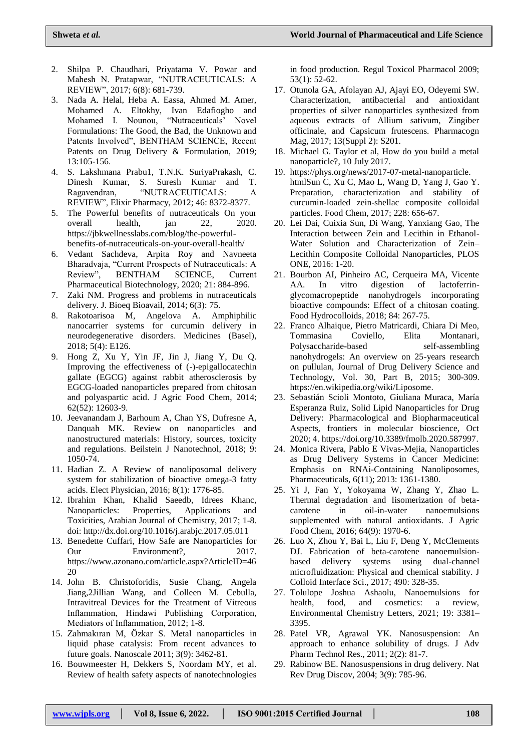2. Shilpa P. Chaudhari, Priyatama V. Powar and Mahesh N. Pratapwar, "NUTRACEUTICALS: A REVIEW", 2017; 6(8): 681-739.
3. Nada A. Helal, Heba A. Eassa, Ahmed M. Amer, Mohamed A. Eltokhy, Ivan Edafiogho and Mohamed I. Nounou, "Nutraceuticals' Novel Formulations: The Good, the Bad, the Unknown and Patents Involved", BENTHAM SCIENCE, Recent Patents on Drug Delivery & Formulation, 2019; 13:105-156.
4. S. Lakshmana Prabu1, T.N.K. SuriyaPrakash, C. Dinesh Kumar, S. Suresh Kumar and T. Ragavendran, "NUTRACEUTICALS: A REVIEW", Elixir Pharmacy, 2012; 46: 8372-8377.
5. The Powerful benefits of nutraceuticals On your overall health, jan 22, 2020. https://jbkwellnesslabs.com/blog/the-powerful-benefits-of-nutraceuticals-on-your-overall-health/
6. Vedant Sachdeva, Arpita Roy and Navneeta Bharadvaja, "Current Prospects of Nutraceuticals: A Review", BENTHAM SCIENCE, Current Pharmaceutical Biotechnology, 2020; 21: 884-896.
7. Zaki NM. Progress and problems in nutraceuticals delivery. J. Bioeq Bioavail, 2014; 6(3): 75.
8. Rakotoarisoa M, Angelova A. Amphiphilic nanocarrier systems for curcumin delivery in neurodegenerative disorders. Medicines (Basel), 2018; 5(4): E126.
9. Hong Z, Xu Y, Yin JF, Jin J, Jiang Y, Du Q. Improving the effectiveness of (-)-epigallocatechin gallate (EGCG) against rabbit atherosclerosis by EGCG-loaded nanoparticles prepared from chitosan and polyaspartic acid. J Agric Food Chem, 2014; 62(52): 12603-9.
10. Jeevanandam J, Barhoum A, Chan YS, Dufresne A, Danquah MK. Review on nanoparticles and nanostructured materials: History, sources, toxicity and regulations. Beilstein J Nanotechnol, 2018; 9: 1050-74.
11. Hadian Z. A Review of nanoliposomal delivery system for stabilization of bioactive omega-3 fatty acids. Elect Physician, 2016; 8(1): 1776-85.
12. Ibrahim Khan, Khalid Saeedb, Idrees Khanc, Nanoparticles: Properties, Applications and Toxicities, Arabian Journal of Chemistry, 2017; 1-8. doi: http://dx.doi.org/10.1016/j.arabjc.2017.05.011
13. Benedette Cuffari, How Safe are Nanoparticles for Our Environment?, 2017. https://www.azonano.com/article.aspx?ArticleID=4620
14. John B. Christoforidis, Susie Chang, Angela Jiang,2Jillian Wang, and Colleen M. Cebulla, Intravitreal Devices for the Treatment of Vitreous Inflammation, Hindawi Publishing Corporation, Mediators of Inflammation, 2012; 1-8.
15. Zahmakıran M, Özkar S. Metal nanoparticles in liquid phase catalysis: From recent advances to future goals. Nanoscale 2011; 3(9): 3462-81.
16. Bouwmeester H, Dekkers S, Noordam MY, et al. Review of health safety aspects of nanotechnologies in food production. Regul Toxicol Pharmacol 2009; 53(1): 52-62.
17. Otunola GA, Afolayan AJ, Ajayi EO, Odeyemi SW. Characterization, antibacterial and antioxidant properties of silver nanoparticles synthesized from aqueous extracts of Allium sativum, Zingiber officinale, and Capsicum frutescens. Pharmacogn Mag, 2017; 13(Suppl 2): S201.
18. Michael G. Taylor et al, How do you build a metal nanoparticle?, 10 July 2017.
19. https://phys.org/news/2017-07-metal-nanoparticle.htmlSun C, Xu C, Mao L, Wang D, Yang J, Gao Y. Preparation, characterization and stability of curcumin-loaded zein-shellac composite colloidal particles. Food Chem, 2017; 228: 656-67.
20. Lei Dai, Cuixia Sun, Di Wang, Yanxiang Gao, The Interaction between Zein and Lecithin in Ethanol-Water Solution and Characterization of Zein–Lecithin Composite Colloidal Nanoparticles, PLOS ONE, 2016: 1-20.
21. Bourbon AI, Pinheiro AC, Cerqueira MA, Vicente AA. In vitro digestion of lactoferrin-glycomacropeptide nanohydrogels incorporating bioactive compounds: Effect of a chitosan coating. Food Hydrocolloids, 2018; 84: 267-75.
22. Franco Alhaique, Pietro Matricardi, Chiara Di Meo, Tommasina Coviello, Elita Montanari, Polysaccharide-based self-assembling nanohydrogels: An overview on 25-years research on pullulan, Journal of Drug Delivery Science and Technology, Vol. 30, Part B, 2015; 300-309. https://en.wikipedia.org/wiki/Liposome.
23. Sebastián Scioli Montoto, Giuliana Muraca, María Esperanza Ruiz, Solid Lipid Nanoparticles for Drug Delivery: Pharmacological and Biopharmaceutical Aspects, frontiers in molecular bioscience, Oct 2020; 4. https://doi.org/10.3389/fmolb.2020.587997.
24. Monica Rivera, Pablo E Vivas-Mejia, Nanoparticles as Drug Delivery Systems in Cancer Medicine: Emphasis on RNAi-Containing Nanoliposomes, Pharmaceuticals, 6(11); 2013: 1361-1380.
25. Yi J, Fan Y, Yokoyama W, Zhang Y, Zhao L. Thermal degradation and Iisomerization of beta-carotene in oil-in-water nanoemulsions supplemented with natural antioxidants. J Agric Food Chem, 2016; 64(9): 1970-6.
26. Luo X, Zhou Y, Bai L, Liu F, Deng Y, McClements DJ. Fabrication of beta-carotene nanoemulsion-based delivery systems using dual-channel microfluidization: Physical and chemical stability. J Colloid Interface Sci., 2017; 490: 328-35.
27. Tolulope Joshua Ashaolu, Nanoemulsions for health, food, and cosmetics: a review, Environmental Chemistry Letters, 2021; 19: 3381–3395.
28. Patel VR, Agrawal YK. Nanosuspension: An approach to enhance solubility of drugs. J Adv Pharm Technol Res., 2011; 2(2): 81-7.
29. Rabinow BE. Nanosuspensions in drug delivery. Nat Rev Drug Discov, 2004; 3(9): 785-96.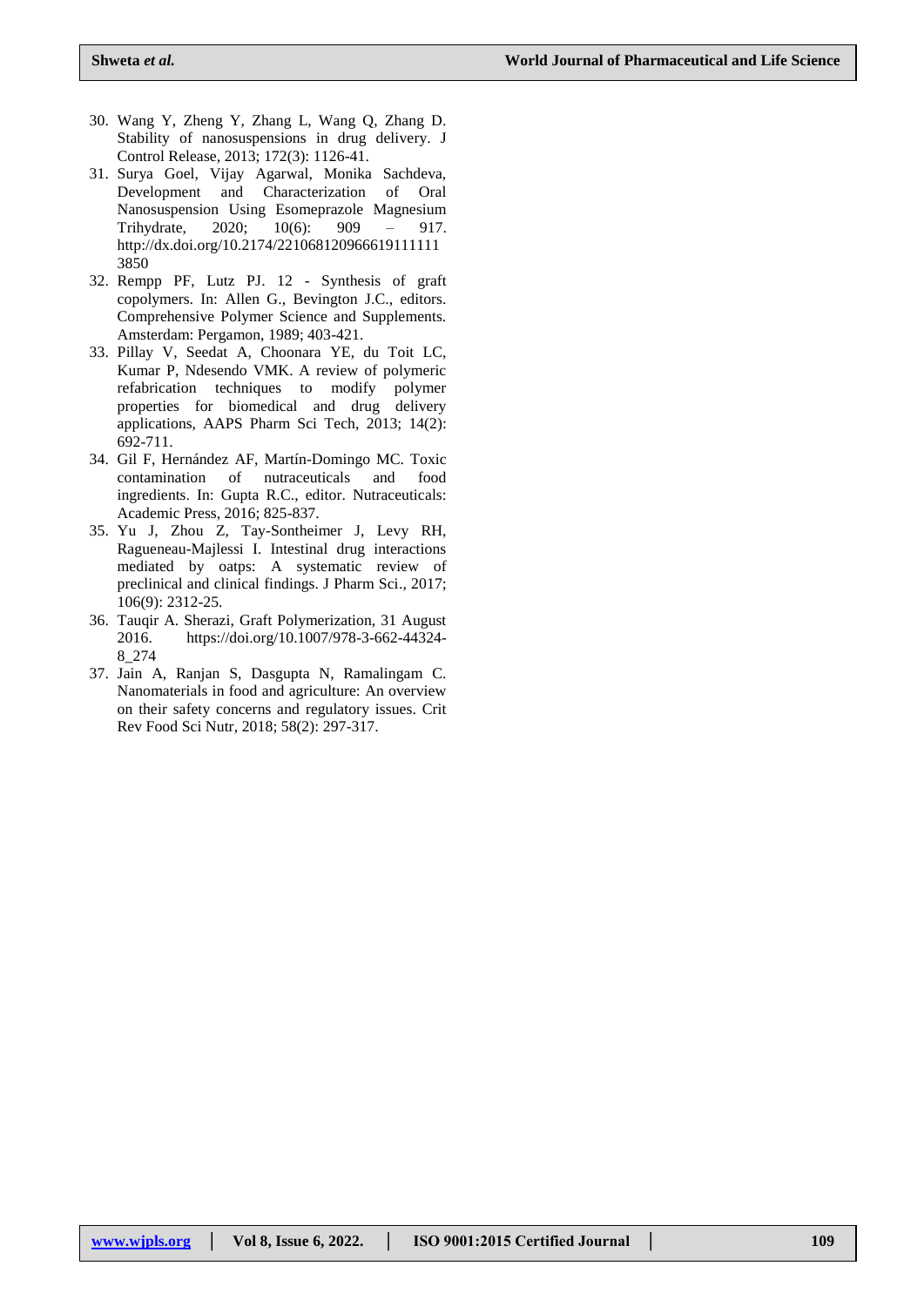30. Wang Y, Zheng Y, Zhang L, Wang Q, Zhang D. Stability of nanosuspensions in drug delivery. J Control Release, 2013; 172(3): 1126-41.
31. Surya Goel, Vijay Agarwal, Monika Sachdeva, Development and Characterization of Oral Nanosuspension Using Esomeprazole Magnesium Trihydrate, 2020; 10(6): 909 – 917. http://dx.doi.org/10.2174/2210681209666191111113850
32. Rempp PF, Lutz PJ. 12 - Synthesis of graft copolymers. In: Allen G., Bevington J.C., editors. Comprehensive Polymer Science and Supplements. Amsterdam: Pergamon, 1989; 403-421.
33. Pillay V, Seedat A, Choonara YE, du Toit LC, Kumar P, Ndesendo VMK. A review of polymeric refabrication techniques to modify polymer properties for biomedical and drug delivery applications, AAPS Pharm Sci Tech, 2013; 14(2): 692-711.
34. Gil F, Hernández AF, Martín-Domingo MC. Toxic contamination of nutraceuticals and food ingredients. In: Gupta R.C., editor. Nutraceuticals: Academic Press, 2016; 825-837.
35. Yu J, Zhou Z, Tay-Sontheimer J, Levy RH, Ragueneau-Majlessi I. Intestinal drug interactions mediated by oatps: A systematic review of preclinical and clinical findings. J Pharm Sci., 2017; 106(9): 2312-25.
36. Tauqir A. Sherazi, Graft Polymerization, 31 August 2016. https://doi.org/10.1007/978-3-662-44324-8_274
37. Jain A, Ranjan S, Dasgupta N, Ramalingam C. Nanomaterials in food and agriculture: An overview on their safety concerns and regulatory issues. Crit Rev Food Sci Nutr, 2018; 58(2): 297-317.